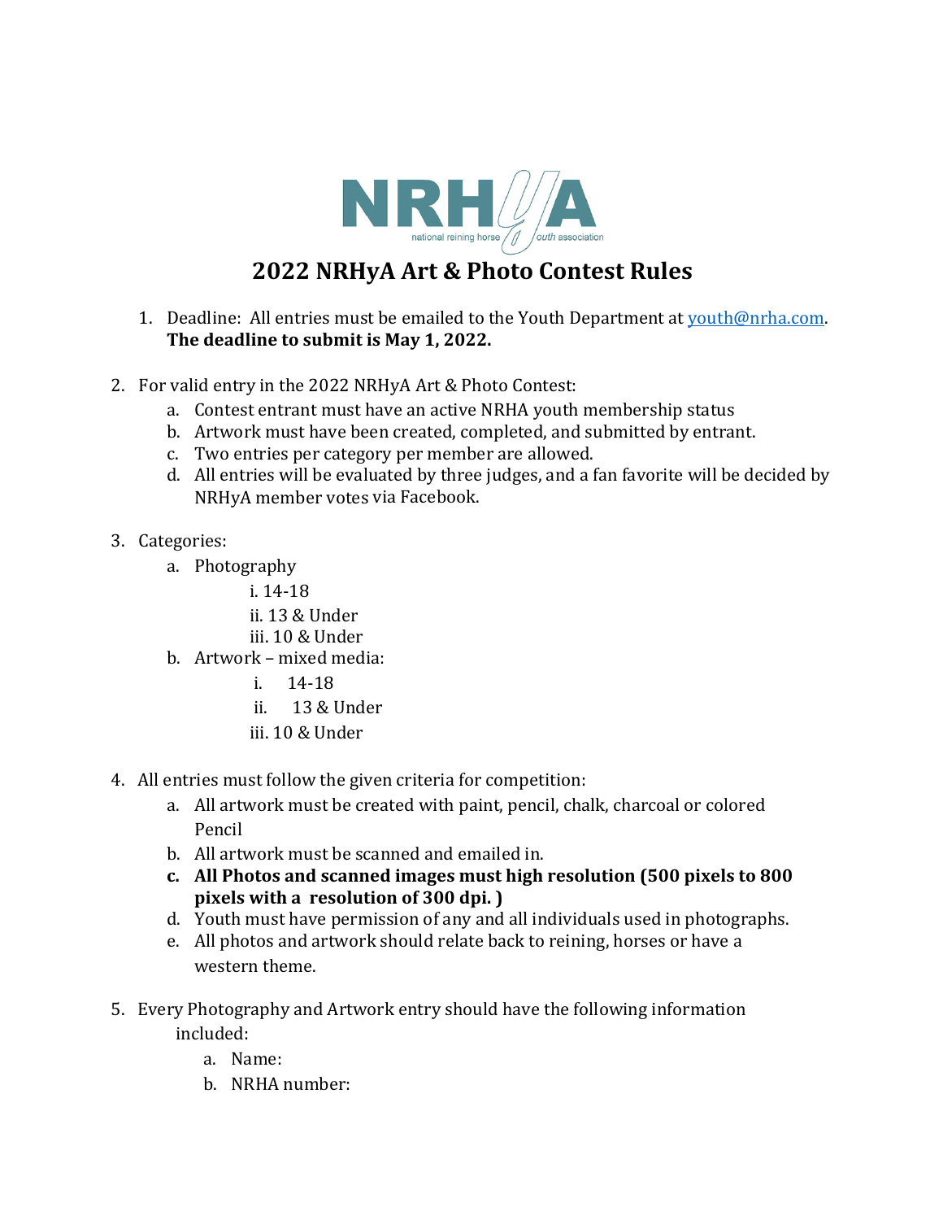NRHyA
national reining horse youth association

# 2022 NRHyA Art & Photo Contest Rules

1. Deadline: All entries must be emailed to the Youth Department at youth@nrha.com. **The deadline to submit is May 1, 2022.**

2. For valid entry in the 2022 NRHyA Art & Photo Contest:
   a. Contest entrant must have an active NRHA youth membership status
   b. Artwork must have been created, completed, and submitted by entrant.
   c. Two entries per category per member are allowed.
   d. All entries will be evaluated by three judges, and a fan favorite will be decided by NRHyA member votes via Facebook.

3. Categories:
   a. Photography
      i. 14-18
      ii. 13 & Under
      iii. 10 & Under
   b. Artwork – mixed media:
      i. 14-18
      ii. 13 & Under
      iii. 10 & Under

4. All entries must follow the given criteria for competition:
   a. All artwork must be created with paint, pencil, chalk, charcoal or colored Pencil
   b. All artwork must be scanned and emailed in.
   c. **All Photos and scanned images must high resolution (500 pixels to 800 pixels with a resolution of 300 dpi. )**
   d. Youth must have permission of any and all individuals used in photographs.
   e. All photos and artwork should relate back to reining, horses or have a western theme.

5. Every Photography and Artwork entry should have the following information included:
   a. Name:
   b. NRHA number: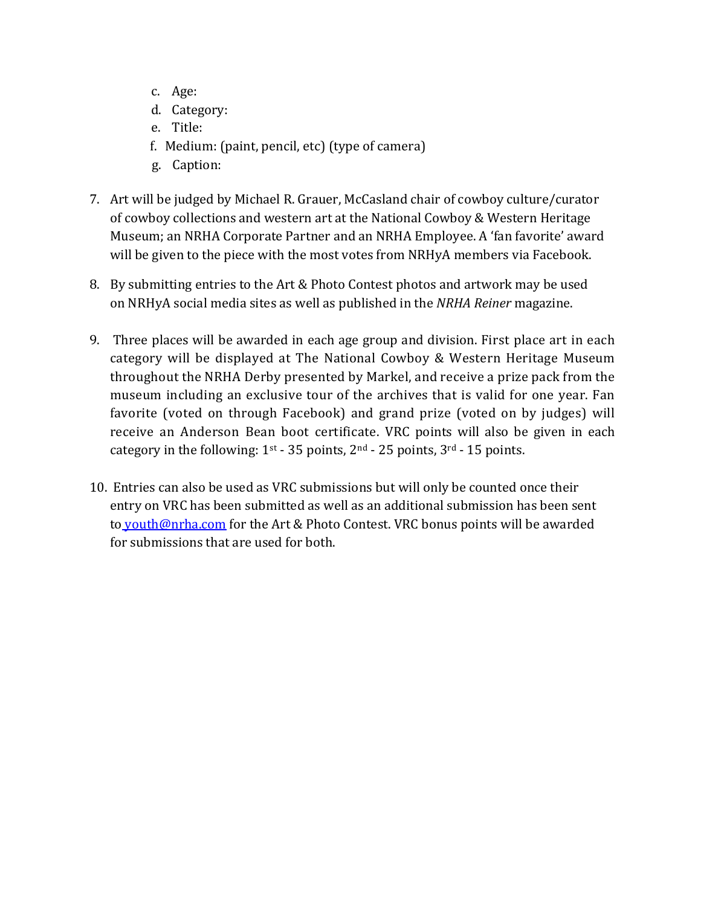c. Age:
   d. Category:
   e. Title:
   f. Medium: (paint, pencil, etc) (type of camera)
   g. Caption:

7. Art will be judged by Michael R. Grauer, McCasland chair of cowboy culture/curator of cowboy collections and western art at the National Cowboy & Western Heritage Museum; an NRHA Corporate Partner and an NRHA Employee. A 'fan favorite' award will be given to the piece with the most votes from NRHyA members via Facebook.

8. By submitting entries to the Art & Photo Contest photos and artwork may be used on NRHyA social media sites as well as published in the *NRHA Reiner* magazine.

9. Three places will be awarded in each age group and division. First place art in each category will be displayed at The National Cowboy & Western Heritage Museum throughout the NRHA Derby presented by Markel, and receive a prize pack from the museum including an exclusive tour of the archives that is valid for one year. Fan favorite (voted on through Facebook) and grand prize (voted on by judges) will receive an Anderson Bean boot certificate. VRC points will also be given in each category in the following: 1st - 35 points, 2nd - 25 points, 3rd - 15 points.

10. Entries can also be used as VRC submissions but will only be counted once their entry on VRC has been submitted as well as an additional submission has been sent to youth@nrha.com for the Art & Photo Contest. VRC bonus points will be awarded for submissions that are used for both.